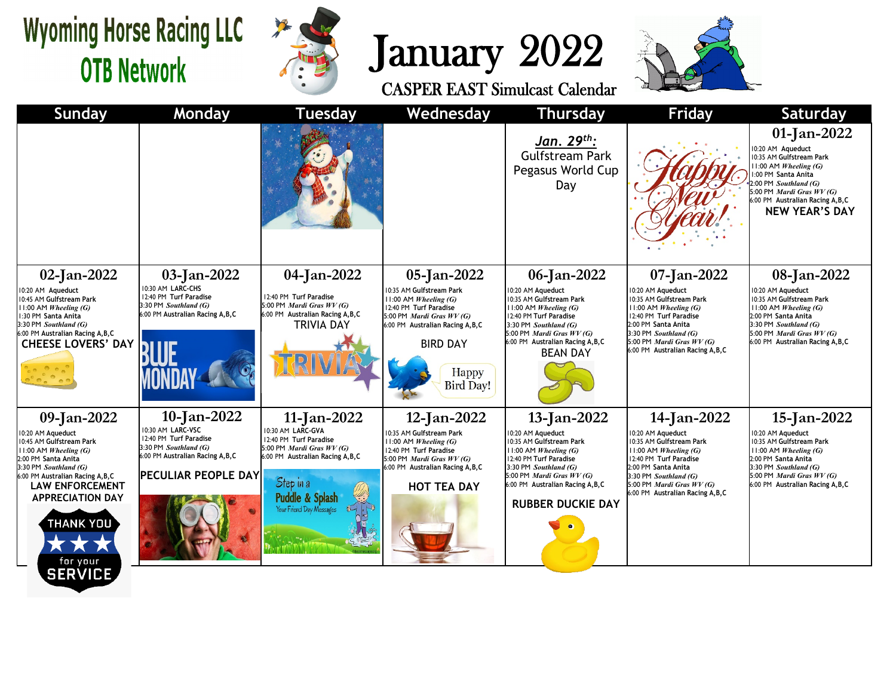# Wyoming Horse Racing LLC
## OTB Network

# January 2022

### CASPER EAST Simulcast Calendar

| Sunday | Monday | Tuesday | Wednesday | Thursday | Friday | Saturday |
|---|---|---|---|---|---|---|
| | | | | ***Jan. 29th:*** Gulfstream Park Pegasus World Cup Day | Happy New Year! | **01-Jan-2022**<br>10:20 AM Aqueduct<br>10:35 AM Gulfstream Park<br>11:00 AM *Wheeling (G)*<br>1:00 PM Santa Anita<br>2:00 PM *Southland (G)*<br>5:00 PM *Mardi Gras WV (G)*<br>6:00 PM Australian Racing A,B,C<br>**NEW YEAR'S DAY** |
| **02-Jan-2022**<br>10:20 AM Aqueduct<br>10:45 AM Gulfstream Park<br>11:00 AM *Wheeling (G)*<br>1:30 PM Santa Anita<br>3:30 PM *Southland (G)*<br>6:00 PM Australian Racing A,B,C<br>**CHEESE LOVERS' DAY** | **03-Jan-2022**<br>10:30 AM LARC-CHS<br>12:40 PM Turf Paradise<br>3:30 PM *Southland (G)*<br>6:00 PM Australian Racing A,B,C<br>BLUE MONDAY | **04-Jan-2022**<br>12:40 PM Turf Paradise<br>5:00 PM *Mardi Gras WV (G)*<br>6:00 PM Australian Racing A,B,C<br>**TRIVIA DAY** | **05-Jan-2022**<br>10:35 AM Gulfstream Park<br>11:00 AM *Wheeling (G)*<br>12:40 PM Turf Paradise<br>5:00 PM *Mardi Gras WV (G)*<br>6:00 PM Australian Racing A,B,C<br>**BIRD DAY**<br>Happy Bird Day! | **06-Jan-2022**<br>10:20 AM Aqueduct<br>10:35 AM Gulfstream Park<br>11:00 AM *Wheeling (G)*<br>12:40 PM Turf Paradise<br>3:30 PM *Southland (G)*<br>5:00 PM *Mardi Gras WV (G)*<br>6:00 PM Australian Racing A,B,C<br>**BEAN DAY** | **07-Jan-2022**<br>10:20 AM Aqueduct<br>10:35 AM Gulfstream Park<br>11:00 AM *Wheeling (G)*<br>12:40 PM Turf Paradise<br>2:00 PM Santa Anita<br>3:30 PM *Southland (G)*<br>5:00 PM *Mardi Gras WV (G)*<br>6:00 PM Australian Racing A,B,C | **08-Jan-2022**<br>10:20 AM Aqueduct<br>10:35 AM Gulfstream Park<br>11:00 AM *Wheeling (G)*<br>2:00 PM Santa Anita<br>3:30 PM *Southland (G)*<br>5:00 PM *Mardi Gras WV (G)*<br>6:00 PM Australian Racing A,B,C |
| **09-Jan-2022**<br>10:20 AM Aqueduct<br>10:45 AM Gulfstream Park<br>11:00 AM *Wheeling (G)*<br>2:00 PM Santa Anita<br>3:30 PM *Southland (G)*<br>6:00 PM Australian Racing A,B,C<br>**LAW ENFORCEMENT APPRECIATION DAY**<br>THANK YOU for your SERVICE | **10-Jan-2022**<br>10:30 AM LARC-VSC<br>12:40 PM Turf Paradise<br>3:30 PM *Southland (G)*<br>6:00 PM Australian Racing A,B,C<br>**PECULIAR PEOPLE DAY** | **11-Jan-2022**<br>10:30 AM LARC-GVA<br>12:40 PM Turf Paradise<br>5:00 PM *Mardi Gras WV (G)*<br>6:00 PM Australian Racing A,B,C<br>Step in a Puddle & Splash | **12-Jan-2022**<br>10:35 AM Gulfstream Park<br>11:00 AM *Wheeling (G)*<br>12:40 PM Turf Paradise<br>5:00 PM *Mardi Gras WV (G)*<br>6:00 PM Australian Racing A,B,C<br>**HOT TEA DAY** | **13-Jan-2022**<br>10:20 AM Aqueduct<br>10:35 AM Gulfstream Park<br>11:00 AM *Wheeling (G)*<br>12:40 PM Turf Paradise<br>3:30 PM *Southland (G)*<br>5:00 PM *Mardi Gras WV (G)*<br>6:00 PM Australian Racing A,B,C<br>**RUBBER DUCKIE DAY** | **14-Jan-2022**<br>10:20 AM Aqueduct<br>10:35 AM Gulfstream Park<br>11:00 AM *Wheeling (G)*<br>12:40 PM Turf Paradise<br>2:00 PM Santa Anita<br>3:30 PM *Southland (G)*<br>5:00 PM *Mardi Gras WV (G)*<br>6:00 PM Australian Racing A,B,C | **15-Jan-2022**<br>10:20 AM Aqueduct<br>10:35 AM Gulfstream Park<br>11:00 AM *Wheeling (G)*<br>2:00 PM Santa Anita<br>3:30 PM *Southland (G)*<br>5:00 PM *Mardi Gras WV (G)*<br>6:00 PM Australian Racing A,B,C |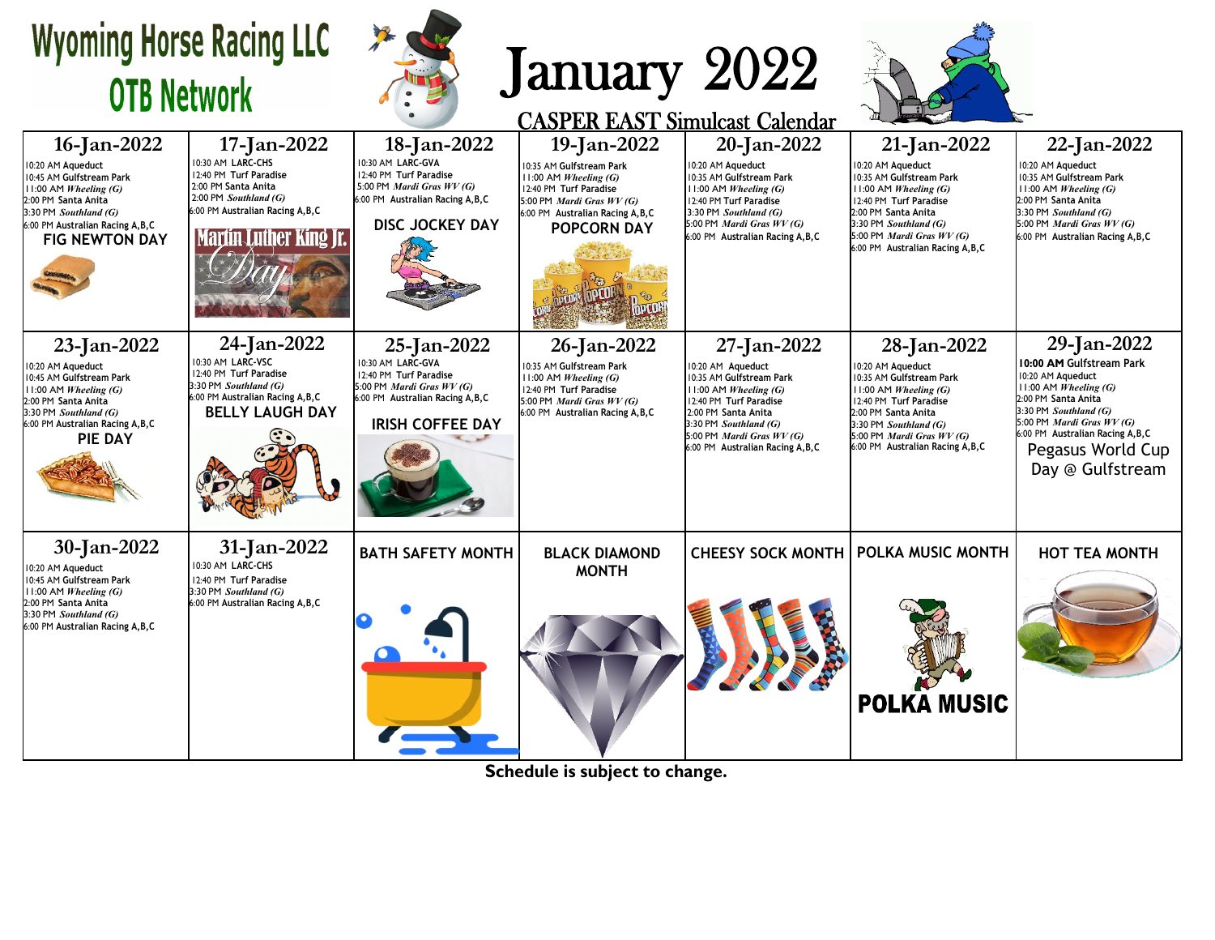# Wyoming Horse Racing LLC
## OTB Network

# January 2022

### CASPER EAST Simulcast Calendar

| 16-Jan-2022 | 17-Jan-2022 | 18-Jan-2022 | 19-Jan-2022 | 20-Jan-2022 | 21-Jan-2022 | 22-Jan-2022 |
|---|---|---|---|---|---|---|
| 10:20 AM Aqueduct<br>10:45 AM Gulfstream Park<br>11:00 AM *Wheeling (G)*<br>2:00 PM Santa Anita<br>3:30 PM *Southland (G)*<br>6:00 PM Australian Racing A,B,C<br>**FIG NEWTON DAY** | 10:30 AM LARC-CHS<br>12:40 PM Turf Paradise<br>2:00 PM Santa Anita<br>2:00 PM *Southland (G)*<br>6:00 PM Australian Racing A,B,C<br>Martin Luther King Jr. Day | 10:30 AM LARC-GVA<br>12:40 PM Turf Paradise<br>5:00 PM *Mardi Gras WV (G)*<br>6:00 PM Australian Racing A,B,C<br>**DISC JOCKEY DAY** | 10:35 AM Gulfstream Park<br>11:00 AM *Wheeling (G)*<br>12:40 PM Turf Paradise<br>5:00 PM *Mardi Gras WV (G)*<br>6:00 PM Australian Racing A,B,C<br>**POPCORN DAY** | 10:20 AM Aqueduct<br>10:35 AM Gulfstream Park<br>11:00 AM *Wheeling (G)*<br>12:40 PM Turf Paradise<br>3:30 PM *Southland (G)*<br>5:00 PM *Mardi Gras WV (G)*<br>6:00 PM Australian Racing A,B,C | 10:20 AM Aqueduct<br>10:35 AM Gulfstream Park<br>11:00 AM *Wheeling (G)*<br>12:40 PM Turf Paradise<br>2:00 PM Santa Anita<br>3:30 PM *Southland (G)*<br>5:00 PM *Mardi Gras WV (G)*<br>6:00 PM Australian Racing A,B,C | 10:20 AM Aqueduct<br>10:35 AM Gulfstream Park<br>11:00 AM *Wheeling (G)*<br>2:00 PM Santa Anita<br>3:30 PM *Southland (G)*<br>5:00 PM *Mardi Gras WV (G)*<br>6:00 PM Australian Racing A,B,C |
| **23-Jan-2022** | **24-Jan-2022** | **25-Jan-2022** | **26-Jan-2022** | **27-Jan-2022** | **28-Jan-2022** | **29-Jan-2022** |
| 10:20 AM Aqueduct<br>10:45 AM Gulfstream Park<br>11:00 AM *Wheeling (G)*<br>2:00 PM Santa Anita<br>3:30 PM *Southland (G)*<br>6:00 PM Australian Racing A,B,C<br>**PIE DAY** | 10:30 AM LARC-VSC<br>12:40 PM Turf Paradise<br>3:30 PM *Southland (G)*<br>6:00 PM Australian Racing A,B,C<br>**BELLY LAUGH DAY** | 10:30 AM LARC-GVA<br>12:40 PM Turf Paradise<br>5:00 PM *Mardi Gras WV (G)*<br>6:00 PM Australian Racing A,B,C<br>**IRISH COFFEE DAY** | 10:35 AM Gulfstream Park<br>11:00 AM *Wheeling (G)*<br>12:40 PM Turf Paradise<br>5:00 PM *Mardi Gras WV (G)*<br>6:00 PM Australian Racing A,B,C | 10:20 AM Aqueduct<br>10:35 AM Gulfstream Park<br>11:00 AM *Wheeling (G)*<br>12:40 PM Turf Paradise<br>2:00 PM Santa Anita<br>3:30 PM *Southland (G)*<br>5:00 PM *Mardi Gras WV (G)*<br>6:00 PM Australian Racing A,B,C | 10:20 AM Aqueduct<br>10:35 AM Gulfstream Park<br>11:00 AM *Wheeling (G)*<br>12:40 PM Turf Paradise<br>2:00 PM Santa Anita<br>3:30 PM *Southland (G)*<br>5:00 PM *Mardi Gras WV (G)*<br>6:00 PM Australian Racing A,B,C | **10:00 AM** Gulfstream Park<br>10:20 AM Aqueduct<br>11:00 AM *Wheeling (G)*<br>2:00 PM Santa Anita<br>3:30 PM *Southland (G)*<br>5:00 PM *Mardi Gras WV (G)*<br>6:00 PM Australian Racing A,B,C<br>Pegasus World Cup Day @ Gulfstream |
| **30-Jan-2022** | **31-Jan-2022** | **BATH SAFETY MONTH** | **BLACK DIAMOND MONTH** | **CHEESY SOCK MONTH** | **POLKA MUSIC MONTH** | **HOT TEA MONTH** |
| 10:20 AM Aqueduct<br>10:45 AM Gulfstream Park<br>11:00 AM *Wheeling (G)*<br>2:00 PM Santa Anita<br>3:30 PM *Southland (G)*<br>6:00 PM Australian Racing A,B,C | 10:30 AM LARC-CHS<br>12:40 PM Turf Paradise<br>3:30 PM *Southland (G)*<br>6:00 PM Australian Racing A,B,C | | | | POLKA MUSIC | |

**Schedule is subject to change.**